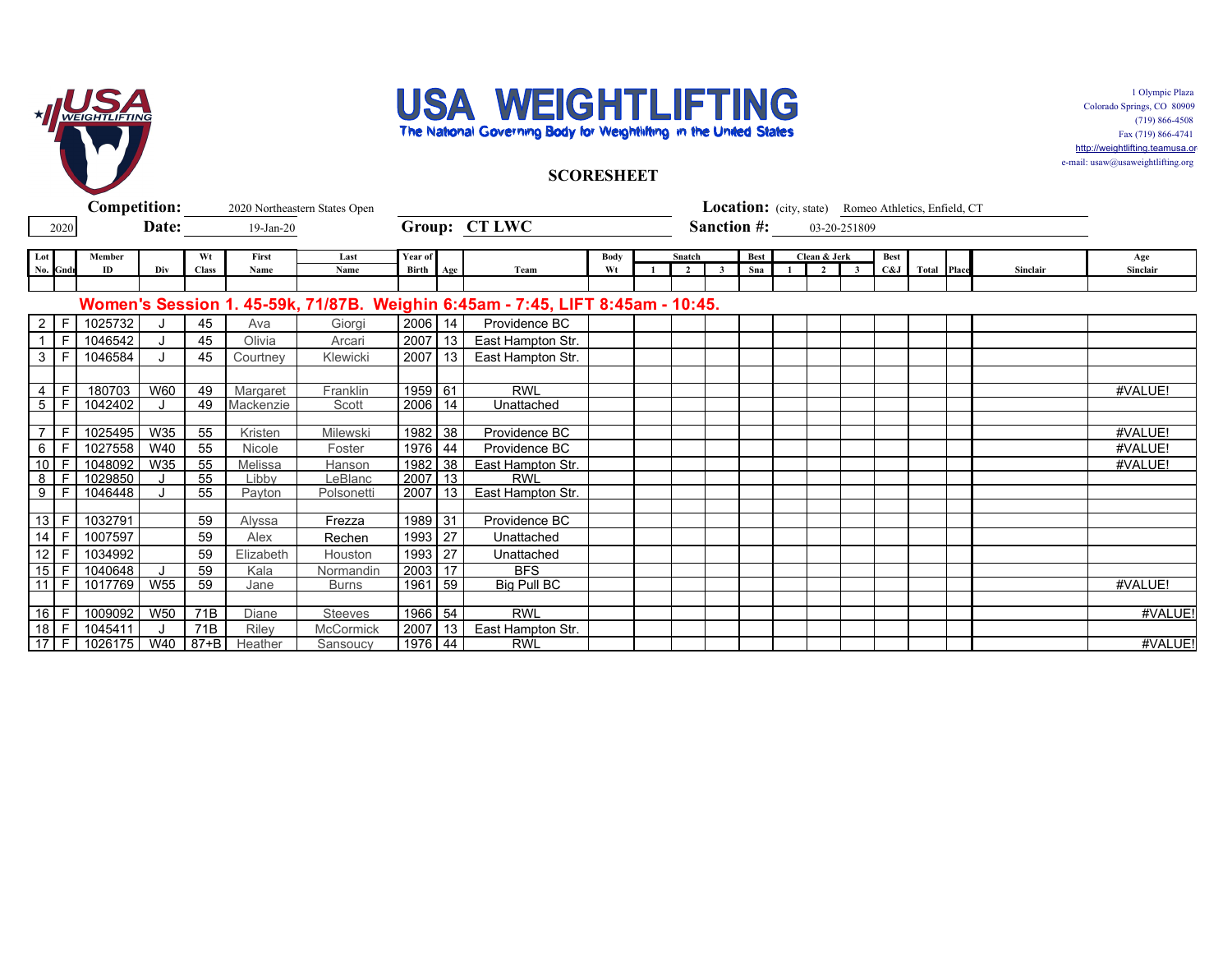# USA WEIGHTLIFTING

The National Governing Body for Weightlifting in the United States

1 Olympic Plaza
Colorado Springs, CO 80909
(719) 866-4508
Fax (719) 866-4741
http://weightlifting.teamusa.or
e-mail: usaw@usaweightlifting.org

## SCORESHEET

**Competition:** 2020 Northeastern States Open

**Location:** (city, state) Romeo Athletics, Enfield, CT

2020 **Date:** 19-Jan-20

**Group:** CT LWC

**Sanction #:** 03-20-251809

| Lot No. | Gndr | Member ID | Div | Wt Class | First Name | Last Name | Year of Birth | Age | Team | Body Wt | Snatch 1 | Snatch 2 | Snatch 3 | Best Sna | Clean & Jerk 1 | Clean & Jerk 2 | Clean & Jerk 3 | Best C&J | Total | Place | Sinclair | Age Sinclair |
|---|---|---|---|---|---|---|---|---|---|---|---|---|---|---|---|---|---|---|---|---|---|---|
| **Women's Session 1. 45-59k, 71/87B. Weighin 6:45am - 7:45, LIFT 8:45am - 10:45.** | | | | | | | | | | | | | | | | | | | | | | |
| 2 | F | 1025732 | J | 45 | Ava | Giorgi | 2006 | 14 | Providence BC | | | | | | | | | | | | | |
| 1 | F | 1046542 | J | 45 | Olivia | Arcari | 2007 | 13 | East Hampton Str. | | | | | | | | | | | | | |
| 3 | F | 1046584 | J | 45 | Courtney | Klewicki | 2007 | 13 | East Hampton Str. | | | | | | | | | | | | | |
| | | | | | | | | | | | | | | | | | | | | | | |
| 4 | F | 180703 | W60 | 49 | Margaret | Franklin | 1959 | 61 | RWL | | | | | | | | | | | | | #VALUE! |
| 5 | F | 1042402 | J | 49 | Mackenzie | Scott | 2006 | 14 | Unattached | | | | | | | | | | | | | |
| | | | | | | | | | | | | | | | | | | | | | | |
| 7 | F | 1025495 | W35 | 55 | Kristen | Milewski | 1982 | 38 | Providence BC | | | | | | | | | | | | | #VALUE! |
| 6 | F | 1027558 | W40 | 55 | Nicole | Foster | 1976 | 44 | Providence BC | | | | | | | | | | | | | #VALUE! |
| 10 | F | 1048092 | W35 | 55 | Melissa | Hanson | 1982 | 38 | East Hampton Str. | | | | | | | | | | | | | #VALUE! |
| 8 | F | 1029850 | J | 55 | Libby | LeBlanc | 2007 | 13 | RWL | | | | | | | | | | | | | |
| 9 | F | 1046448 | J | 55 | Payton | Polsonetti | 2007 | 13 | East Hampton Str. | | | | | | | | | | | | | |
| | | | | | | | | | | | | | | | | | | | | | | |
| 13 | F | 1032791 | | 59 | Alyssa | Frezza | 1989 | 31 | Providence BC | | | | | | | | | | | | | |
| 14 | F | 1007597 | | 59 | Alex | Rechen | 1993 | 27 | Unattached | | | | | | | | | | | | | |
| 12 | F | 1034992 | | 59 | Elizabeth | Houston | 1993 | 27 | Unattached | | | | | | | | | | | | | |
| 15 | F | 1040648 | J | 59 | Kala | Normandin | 2003 | 17 | BFS | | | | | | | | | | | | | |
| 11 | F | 1017769 | W55 | 59 | Jane | Burns | 1961 | 59 | Big Pull BC | | | | | | | | | | | | | #VALUE! |
| | | | | | | | | | | | | | | | | | | | | | | |
| 16 | F | 1009092 | W50 | 71B | Diane | Steeves | 1966 | 54 | RWL | | | | | | | | | | | | | #VALUE! |
| 18 | F | 1045411 | J | 71B | Riley | McCormick | 2007 | 13 | East Hampton Str. | | | | | | | | | | | | | |
| 17 | F | 1026175 | W40 | 87+B | Heather | Sansoucy | 1976 | 44 | RWL | | | | | | | | | | | | | #VALUE! |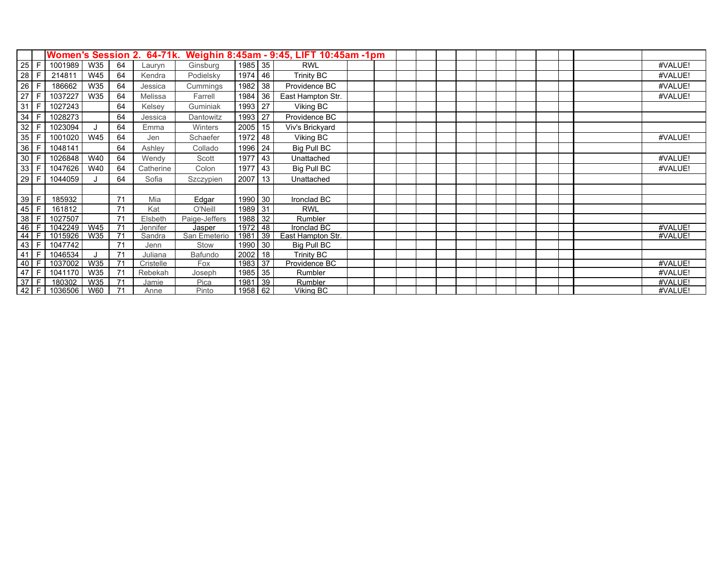| | | Women's Session 2. 64-71k. Weighin 8:45am - 9:45, LIFT 10:45am -1pm | | | | | | | | | | | | | | | | | | | | |
|---|---|---|---|---|---|---|---|---|---|---|---|---|---|---|---|---|---|---|---|---|---|---|
| 25 | F | 1001989 | W35 | 64 | Lauryn | Ginsburg | 1985 | 35 | RWL | | | | | | | | | | | | | #VALUE! |
| 28 | F | 214811 | W45 | 64 | Kendra | Podielsky | 1974 | 46 | Trinity BC | | | | | | | | | | | | | #VALUE! |
| 26 | F | 186662 | W35 | 64 | Jessica | Cummings | 1982 | 38 | Providence BC | | | | | | | | | | | | | #VALUE! |
| 27 | F | 1037227 | W35 | 64 | Melissa | Farrell | 1984 | 36 | East Hampton Str. | | | | | | | | | | | | | #VALUE! |
| 31 | F | 1027243 | | 64 | Kelsey | Guminiak | 1993 | 27 | Viking BC | | | | | | | | | | | | | |
| 34 | F | 1028273 | | 64 | Jessica | Dantowitz | 1993 | 27 | Providence BC | | | | | | | | | | | | | |
| 32 | F | 1023094 | J | 64 | Emma | Winters | 2005 | 15 | Viv's Brickyard | | | | | | | | | | | | | |
| 35 | F | 1001020 | W45 | 64 | Jen | Schaefer | 1972 | 48 | Viking BC | | | | | | | | | | | | | #VALUE! |
| 36 | F | 1048141 | | 64 | Ashley | Collado | 1996 | 24 | Big Pull BC | | | | | | | | | | | | | |
| 30 | F | 1026848 | W40 | 64 | Wendy | Scott | 1977 | 43 | Unattached | | | | | | | | | | | | | #VALUE! |
| 33 | F | 1047626 | W40 | 64 | Catherine | Colon | 1977 | 43 | Big Pull BC | | | | | | | | | | | | | #VALUE! |
| 29 | F | 1044059 | J | 64 | Sofia | Szczypien | 2007 | 13 | Unattached | | | | | | | | | | | | | |
| | | | | | | | | | | | | | | | | | | | | | | |
| 39 | F | 185932 | | 71 | Mia | Edgar | 1990 | 30 | Ironclad BC | | | | | | | | | | | | | |
| 45 | F | 161812 | | 71 | Kat | O'Neill | 1989 | 31 | RWL | | | | | | | | | | | | | |
| 38 | F | 1027507 | | 71 | Elsbeth | Paige-Jeffers | 1988 | 32 | Rumbler | | | | | | | | | | | | | |
| 46 | F | 1042249 | W45 | 71 | Jennifer | Jasper | 1972 | 48 | Ironclad BC | | | | | | | | | | | | | #VALUE! |
| 44 | F | 1015926 | W35 | 71 | Sandra | San Emeterio | 1981 | 39 | East Hampton Str. | | | | | | | | | | | | | #VALUE! |
| 43 | F | 1047742 | | 71 | Jenn | Stow | 1990 | 30 | Big Pull BC | | | | | | | | | | | | | |
| 41 | F | 1046534 | J | 71 | Juliana | Bafundo | 2002 | 18 | Trinity BC | | | | | | | | | | | | | |
| 40 | F | 1037002 | W35 | 71 | Cristelle | Fox | 1983 | 37 | Providence BC | | | | | | | | | | | | | #VALUE! |
| 47 | F | 1041170 | W35 | 71 | Rebekah | Joseph | 1985 | 35 | Rumbler | | | | | | | | | | | | | #VALUE! |
| 37 | F | 180302 | W35 | 71 | Jamie | Pica | 1981 | 39 | Rumbler | | | | | | | | | | | | | #VALUE! |
| 42 | F | 1036506 | W60 | 71 | Anne | Pinto | 1958 | 62 | Viking BC | | | | | | | | | | | | | #VALUE! |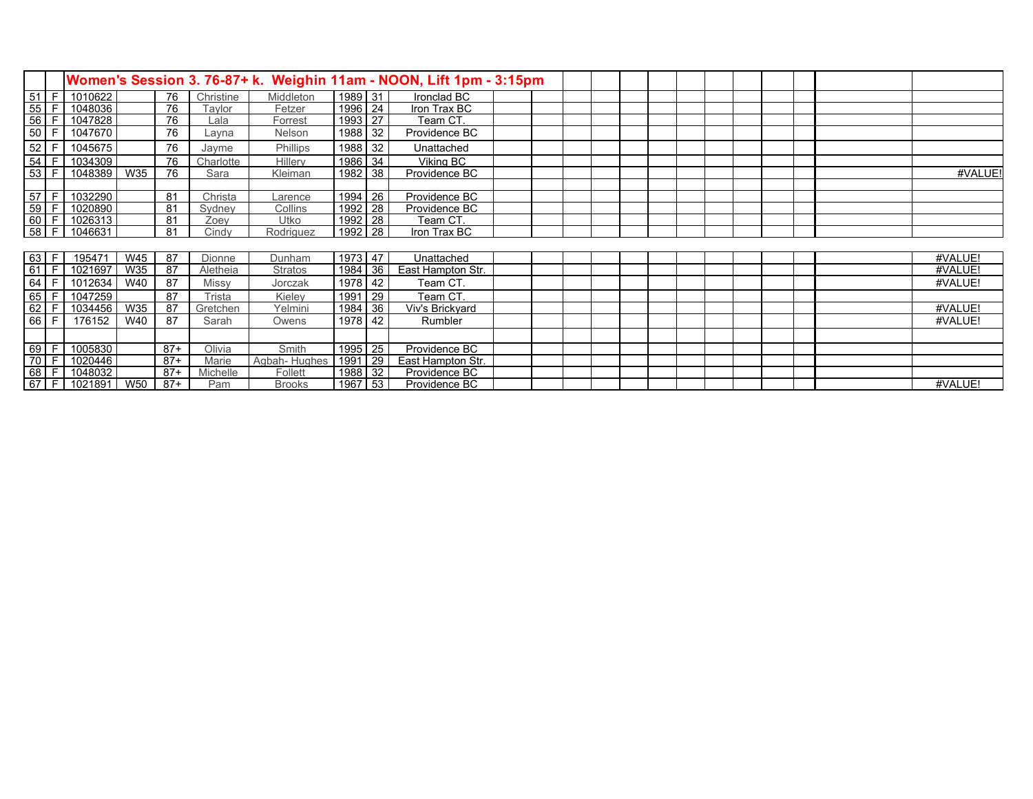| | | Women's Session 3. 76-87+ k. Weighin 11am - NOON, Lift 1pm - 3:15pm | | | | | | | | | | | | | | | | | | | | |
|---|---|---|---|---|---|---|---|---|---|---|---|---|---|---|---|---|---|---|---|---|---|---|
| 51 | F | 1010622 | | 76 | Christine | Middleton | 1989 | 31 | Ironclad BC | | | | | | | | | | | | | |
| 55 | F | 1048036 | | 76 | Taylor | Fetzer | 1996 | 24 | Iron Trax BC | | | | | | | | | | | | | |
| 56 | F | 1047828 | | 76 | Lala | Forrest | 1993 | 27 | Team CT. | | | | | | | | | | | | | |
| 50 | F | 1047670 | | 76 | Layna | Nelson | 1988 | 32 | Providence BC | | | | | | | | | | | | | |
| 52 | F | 1045675 | | 76 | Jayme | Phillips | 1988 | 32 | Unattached | | | | | | | | | | | | | |
| 54 | F | 1034309 | | 76 | Charlotte | Hillery | 1986 | 34 | Viking BC | | | | | | | | | | | | | |
| 53 | F | 1048389 | W35 | 76 | Sara | Kleiman | 1982 | 38 | Providence BC | | | | | | | | | | | | | #VALUE! |
| | | | | | | | | | | | | | | | | | | | | | | |
| 57 | F | 1032290 | | 81 | Christa | Larence | 1994 | 26 | Providence BC | | | | | | | | | | | | | |
| 59 | F | 1020890 | | 81 | Sydney | Collins | 1992 | 28 | Providence BC | | | | | | | | | | | | | |
| 60 | F | 1026313 | | 81 | Zoey | Utko | 1992 | 28 | Team CT. | | | | | | | | | | | | | |
| 58 | F | 1046631 | | 81 | Cindy | Rodriguez | 1992 | 28 | Iron Trax BC | | | | | | | | | | | | | |
| 63 | F | 195471 | W45 | 87 | Dionne | Dunham | 1973 | 47 | Unattached | | | | | | | | | | | | | #VALUE! |
| 61 | F | 1021697 | W35 | 87 | Aletheia | Stratos | 1984 | 36 | East Hampton Str. | | | | | | | | | | | | | #VALUE! |
| 64 | F | 1012634 | W40 | 87 | Missy | Jorczak | 1978 | 42 | Team CT. | | | | | | | | | | | | | #VALUE! |
| 65 | F | 1047259 | | 87 | Trista | Kieley | 1991 | 29 | Team CT. | | | | | | | | | | | | | |
| 62 | F | 1034456 | W35 | 87 | Gretchen | Yelmini | 1984 | 36 | Viv's Brickyard | | | | | | | | | | | | | #VALUE! |
| 66 | F | 176152 | W40 | 87 | Sarah | Owens | 1978 | 42 | Rumbler | | | | | | | | | | | | | #VALUE! |
| | | | | | | | | | | | | | | | | | | | | | | |
| 69 | F | 1005830 | | 87+ | Olivia | Smith | 1995 | 25 | Providence BC | | | | | | | | | | | | | |
| 70 | F | 1020446 | | 87+ | Marie | Agbah- Hughes | 1991 | 29 | East Hampton Str. | | | | | | | | | | | | | |
| 68 | F | 1048032 | | 87+ | Michelle | Follett | 1988 | 32 | Providence BC | | | | | | | | | | | | | |
| 67 | F | 1021891 | W50 | 87+ | Pam | Brooks | 1967 | 53 | Providence BC | | | | | | | | | | | | | #VALUE! |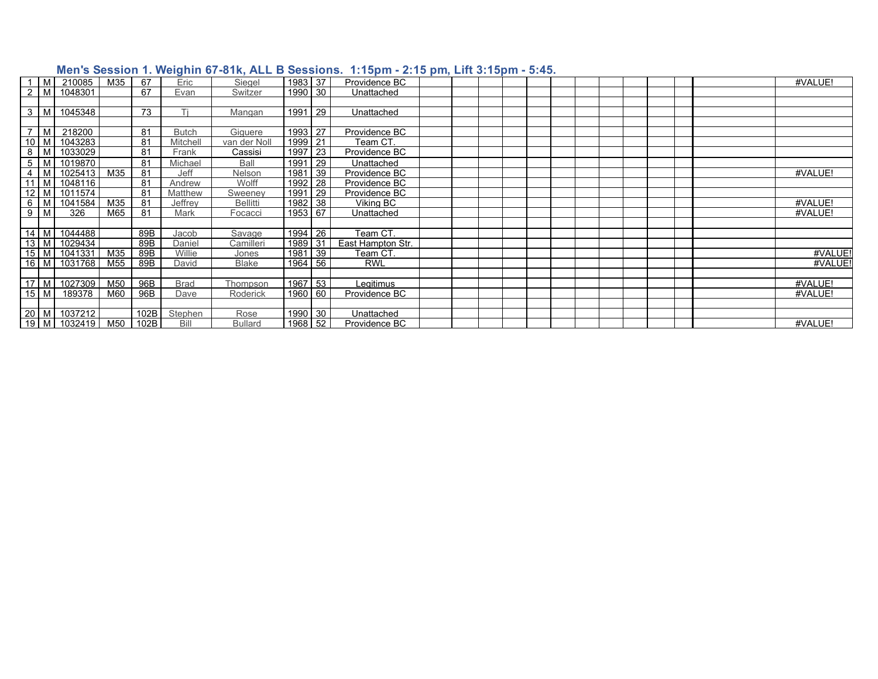## Men's Session 1. Weighin 67-81k, ALL B Sessions. 1:15pm - 2:15 pm, Lift 3:15pm - 5:45.

| | | | | | | | | | | | | | | | | | | | | | | |
|---|---|---|---|---|---|---|---|---|---|---|---|---|---|---|---|---|---|---|---|---|---|---|
| 1 | M | 210085 | M35 | 67 | Eric | Siegel | 1983 | 37 | Providence BC | | | | | | | | | | | | | #VALUE! |
| 2 | M | 1048301 | | 67 | Evan | Switzer | 1990 | 30 | Unattached | | | | | | | | | | | | | |
| | | | | | | | | | | | | | | | | | | | | | | |
| 3 | M | 1045348 | | 73 | Tj | Mangan | 1991 | 29 | Unattached | | | | | | | | | | | | | |
| | | | | | | | | | | | | | | | | | | | | | | |
| 7 | M | 218200 | | 81 | Butch | Giguere | 1993 | 27 | Providence BC | | | | | | | | | | | | | |
| 10 | M | 1043283 | | 81 | Mitchell | van der Noll | 1999 | 21 | Team CT. | | | | | | | | | | | | | |
| 8 | M | 1033029 | | 81 | Frank | Cassisi | 1997 | 23 | Providence BC | | | | | | | | | | | | | |
| 5 | M | 1019870 | | 81 | Michael | Ball | 1991 | 29 | Unattached | | | | | | | | | | | | | |
| 4 | M | 1025413 | M35 | 81 | Jeff | Nelson | 1981 | 39 | Providence BC | | | | | | | | | | | | | #VALUE! |
| 11 | M | 1048116 | | 81 | Andrew | Wolff | 1992 | 28 | Providence BC | | | | | | | | | | | | | |
| 12 | M | 1011574 | | 81 | Matthew | Sweeney | 1991 | 29 | Providence BC | | | | | | | | | | | | | |
| 6 | M | 1041584 | M35 | 81 | Jeffrey | Bellitti | 1982 | 38 | Viking BC | | | | | | | | | | | | | #VALUE! |
| 9 | M | 326 | M65 | 81 | Mark | Focacci | 1953 | 67 | Unattached | | | | | | | | | | | | | #VALUE! |
| | | | | | | | | | | | | | | | | | | | | | | |
| 14 | M | 1044488 | | 89B | Jacob | Savage | 1994 | 26 | Team CT. | | | | | | | | | | | | | |
| 13 | M | 1029434 | | 89B | Daniel | Camilleri | 1989 | 31 | East Hampton Str. | | | | | | | | | | | | | |
| 15 | M | 1041331 | M35 | 89B | Willie | Jones | 1981 | 39 | Team CT. | | | | | | | | | | | | | #VALUE! |
| 16 | M | 1031768 | M55 | 89B | David | Blake | 1964 | 56 | RWL | | | | | | | | | | | | | #VALUE! |
| | | | | | | | | | | | | | | | | | | | | | | |
| 17 | M | 1027309 | M50 | 96B | Brad | Thompson | 1967 | 53 | Legitimus | | | | | | | | | | | | | #VALUE! |
| 15 | M | 189378 | M60 | 96B | Dave | Roderick | 1960 | 60 | Providence BC | | | | | | | | | | | | | #VALUE! |
| | | | | | | | | | | | | | | | | | | | | | | |
| 20 | M | 1037212 | | 102B | Stephen | Rose | 1990 | 30 | Unattached | | | | | | | | | | | | | |
| 19 | M | 1032419 | M50 | 102B | Bill | Bullard | 1968 | 52 | Providence BC | | | | | | | | | | | | | #VALUE! |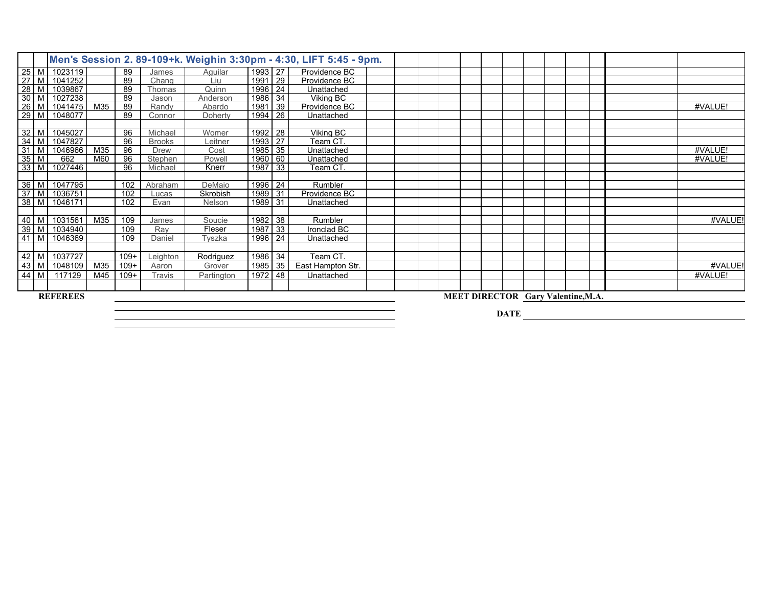| | | | | | | | | | | | | | | | | | | | | | | |
|---|---|---|---|---|---|---|---|---|---|---|---|---|---|---|---|---|---|---|---|---|---|---|
| | | **Men's Session 2. 89-109+k. Weighin 3:30pm - 4:30, LIFT 5:45 - 9pm.** | | | | | | | | | | | | | | | | | | | | |
| 25 | M | 1023119 | | 89 | James | Aguilar | 1993 | 27 | Providence BC | | | | | | | | | | | | | |
| 27 | M | 1041252 | | 89 | Chang | Liu | 1991 | 29 | Providence BC | | | | | | | | | | | | | |
| 28 | M | 1039867 | | 89 | Thomas | Quinn | 1996 | 24 | Unattached | | | | | | | | | | | | | |
| 30 | M | 1027238 | | 89 | Jason | Anderson | 1986 | 34 | Viking BC | | | | | | | | | | | | | |
| 26 | M | 1041475 | M35 | 89 | Randy | Abardo | 1981 | 39 | Providence BC | | | | | | | | | | | | | #VALUE! |
| 29 | M | 1048077 | | 89 | Connor | Doherty | 1994 | 26 | Unattached | | | | | | | | | | | | | |
| | | | | | | | | | | | | | | | | | | | | | | |
| 32 | M | 1045027 | | 96 | Michael | Womer | 1992 | 28 | Viking BC | | | | | | | | | | | | | |
| 34 | M | 1047827 | | 96 | Brooks | Leitner | 1993 | 27 | Team CT. | | | | | | | | | | | | | |
| 31 | M | 1046966 | M35 | 96 | Drew | Cost | 1985 | 35 | Unattached | | | | | | | | | | | | | #VALUE! |
| 35 | M | 662 | M60 | 96 | Stephen | Powell | 1960 | 60 | Unattached | | | | | | | | | | | | | #VALUE! |
| 33 | M | 1027446 | | 96 | Michael | Knerr | 1987 | 33 | Team CT. | | | | | | | | | | | | | |
| | | | | | | | | | | | | | | | | | | | | | | |
| 36 | M | 1047795 | | 102 | Abraham | DeMaio | 1996 | 24 | Rumbler | | | | | | | | | | | | | |
| 37 | M | 1036751 | | 102 | Lucas | Skrobish | 1989 | 31 | Providence BC | | | | | | | | | | | | | |
| 38 | M | 1046171 | | 102 | Evan | Nelson | 1989 | 31 | Unattached | | | | | | | | | | | | | |
| | | | | | | | | | | | | | | | | | | | | | | |
| 40 | M | 1031561 | M35 | 109 | James | Soucie | 1982 | 38 | Rumbler | | | | | | | | | | | | | #VALUE! |
| 39 | M | 1034940 | | 109 | Ray | Fleser | 1987 | 33 | Ironclad BC | | | | | | | | | | | | | |
| 41 | M | 1046369 | | 109 | Daniel | Tyszka | 1996 | 24 | Unattached | | | | | | | | | | | | | |
| | | | | | | | | | | | | | | | | | | | | | | |
| 42 | M | 1037727 | | 109+ | Leighton | Rodriguez | 1986 | 34 | Team CT. | | | | | | | | | | | | | |
| 43 | M | 1048109 | M35 | 109+ | Aaron | Grover | 1985 | 35 | East Hampton Str. | | | | | | | | | | | | | #VALUE! |
| 44 | M | 117129 | M45 | 109+ | Travis | Partington | 1972 | 48 | Unattached | | | | | | | | | | | | | #VALUE! |
| | | | | | | | | | | | | | | | | | | | | | | |

**REFEREES** ______________________________

**MEET DIRECTOR** **Gary Valentine,M.A.**

**DATE** ______________________________